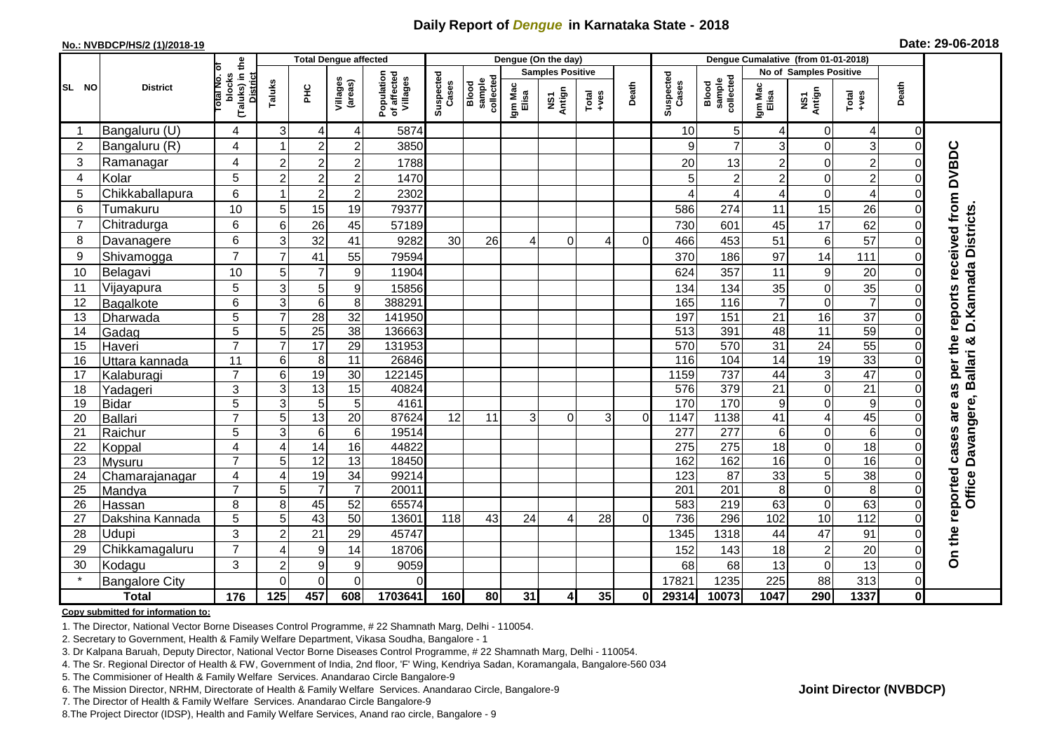# Daily Report of *Dengue* in Karnataka State - 2018

**No.: NVBDCP/HS/2 (1)/2018-19** **Date: 29-06-2018**

| SL NO | District | Total No. of blocks (Taluks) in the District | Total Dengue affected | | | | Dengue (On the day) | | | | | | | Dengue Cumalative (from 01-01-2018) | | | | | | | |
|---|---|---|---|---|---|---|---|---|---|---|---|---|---|---|---|---|---|---|---|---|
| | | | Taluks | PHC | Villages (areas) | Population of affected Villages | Suspected Cases | Blood sample collected | Samples Positive | | | Death | Suspected Cases | Blood sample collected | No of Samples Positive | | | Death | |
| | | | | | | | | | Igm Mac Elisa | NS1 Antign | Total +ves | | | | Igm Mac Elisa | NS1 Antign | Total +ves | | |
| 1 | Bangaluru (U) | 4 | 3 | 4 | 4 | 5874 | | | | | | | 10 | 5 | 4 | 0 | 4 | 0 | On the reported cases are as per the reports received from DVBDC Office Davangere, Ballari & D.Kannada Districts. |
| 2 | Bangaluru (R) | 4 | 1 | 2 | 2 | 3850 | | | | | | | 9 | 7 | 3 | 0 | 3 | 0 | |
| 3 | Ramanagar | 4 | 2 | 2 | 2 | 1788 | | | | | | | 20 | 13 | 2 | 0 | 2 | 0 | |
| 4 | Kolar | 5 | 2 | 2 | 2 | 1470 | | | | | | | 5 | 2 | 2 | 0 | 2 | 0 | |
| 5 | Chikkaballapura | 6 | 1 | 2 | 2 | 2302 | | | | | | | 4 | 4 | 4 | 0 | 4 | 0 | |
| 6 | Tumakuru | 10 | 5 | 15 | 19 | 79377 | | | | | | | 586 | 274 | 11 | 15 | 26 | 0 | |
| 7 | Chitradurga | 6 | 6 | 26 | 45 | 57189 | | | | | | | 730 | 601 | 45 | 17 | 62 | 0 | |
| 8 | Davanagere | 6 | 3 | 32 | 41 | 9282 | 30 | 26 | 4 | 0 | 4 | 0 | 466 | 453 | 51 | 6 | 57 | 0 | |
| 9 | Shivamogga | 7 | 7 | 41 | 55 | 79594 | | | | | | | 370 | 186 | 97 | 14 | 111 | 0 | |
| 10 | Belagavi | 10 | 5 | 7 | 9 | 11904 | | | | | | | 624 | 357 | 11 | 9 | 20 | 0 | |
| 11 | Vijayapura | 5 | 3 | 5 | 9 | 15856 | | | | | | | 134 | 134 | 35 | 0 | 35 | 0 | |
| 12 | Bagalkote | 6 | 3 | 6 | 8 | 388291 | | | | | | | 165 | 116 | 7 | 0 | 7 | 0 | |
| 13 | Dharwada | 5 | 7 | 28 | 32 | 141950 | | | | | | | 197 | 151 | 21 | 16 | 37 | 0 | |
| 14 | Gadag | 5 | 5 | 25 | 38 | 136663 | | | | | | | 513 | 391 | 48 | 11 | 59 | 0 | |
| 15 | Haveri | 7 | 7 | 17 | 29 | 131953 | | | | | | | 570 | 570 | 31 | 24 | 55 | 0 | |
| 16 | Uttara kannada | 11 | 6 | 8 | 11 | 26846 | | | | | | | 116 | 104 | 14 | 19 | 33 | 0 | |
| 17 | Kalaburagi | 7 | 6 | 19 | 30 | 122145 | | | | | | | 1159 | 737 | 44 | 3 | 47 | 0 | |
| 18 | Yadageri | 3 | 3 | 13 | 15 | 40824 | | | | | | | 576 | 379 | 21 | 0 | 21 | 0 | |
| 19 | Bidar | 5 | 3 | 5 | 5 | 4161 | | | | | | | 170 | 170 | 9 | 0 | 9 | 0 | |
| 20 | Ballari | 7 | 5 | 13 | 20 | 87624 | 12 | 11 | 3 | 0 | 3 | 0 | 1147 | 1138 | 41 | 4 | 45 | 0 | |
| 21 | Raichur | 5 | 3 | 6 | 6 | 19514 | | | | | | | 277 | 277 | 6 | 0 | 6 | 0 | |
| 22 | Koppal | 4 | 4 | 14 | 16 | 44822 | | | | | | | 275 | 275 | 18 | 0 | 18 | 0 | |
| 23 | Mysuru | 7 | 5 | 12 | 13 | 18450 | | | | | | | 162 | 162 | 16 | 0 | 16 | 0 | |
| 24 | Chamarajanagar | 4 | 4 | 19 | 34 | 99214 | | | | | | | 123 | 87 | 33 | 5 | 38 | 0 | |
| 25 | Mandya | 7 | 5 | 7 | 7 | 20011 | | | | | | | 201 | 201 | 8 | 0 | 8 | 0 | |
| 26 | Hassan | 8 | 8 | 45 | 52 | 65574 | | | | | | | 583 | 219 | 63 | 0 | 63 | 0 | |
| 27 | Dakshina Kannada | 5 | 5 | 43 | 50 | 13601 | 118 | 43 | 24 | 4 | 28 | 0 | 736 | 296 | 102 | 10 | 112 | 0 | |
| 28 | Udupi | 3 | 2 | 21 | 29 | 45747 | | | | | | | 1345 | 1318 | 44 | 47 | 91 | 0 | |
| 29 | Chikkamagaluru | 7 | 4 | 9 | 14 | 18706 | | | | | | | 152 | 143 | 18 | 2 | 20 | 0 | |
| 30 | Kodagu | 3 | 2 | 9 | 9 | 9059 | | | | | | | 68 | 68 | 13 | 0 | 13 | 0 | |
| * | Bangalore City | | 0 | 0 | 0 | 0 | | | | | | | 17821 | 1235 | 225 | 88 | 313 | 0 | |
| **Total** | | **176** | **125** | **457** | **608** | **1703641** | **160** | **80** | **31** | **4** | **35** | **0** | **29314** | **10073** | **1047** | **290** | **1337** | **0** | |

**Copy submitted for information to:**

1. The Director, National Vector Borne Diseases Control Programme, # 22 Shamnath Marg, Delhi - 110054.
2. Secretary to Government, Health & Family Welfare Department, Vikasa Soudha, Bangalore - 1
3. Dr Kalpana Baruah, Deputy Director, National Vector Borne Diseases Control Programme, # 22 Shamnath Marg, Delhi - 110054.
4. The Sr. Regional Director of Health & FW, Government of India, 2nd floor, 'F' Wing, Kendriya Sadan, Koramangala, Bangalore-560 034
5. The Commisioner of Health & Family Welfare Services. Anandarao Circle Bangalore-9
6. The Mission Director, NRHM, Directorate of Health & Family Welfare Services. Anandarao Circle, Bangalore-9
7. The Director of Health & Family Welfare Services. Anandarao Circle Bangalore-9
8. The Project Director (IDSP), Health and Family Welfare Services, Anand rao circle, Bangalore - 9

**Joint Director (NVBDCP)**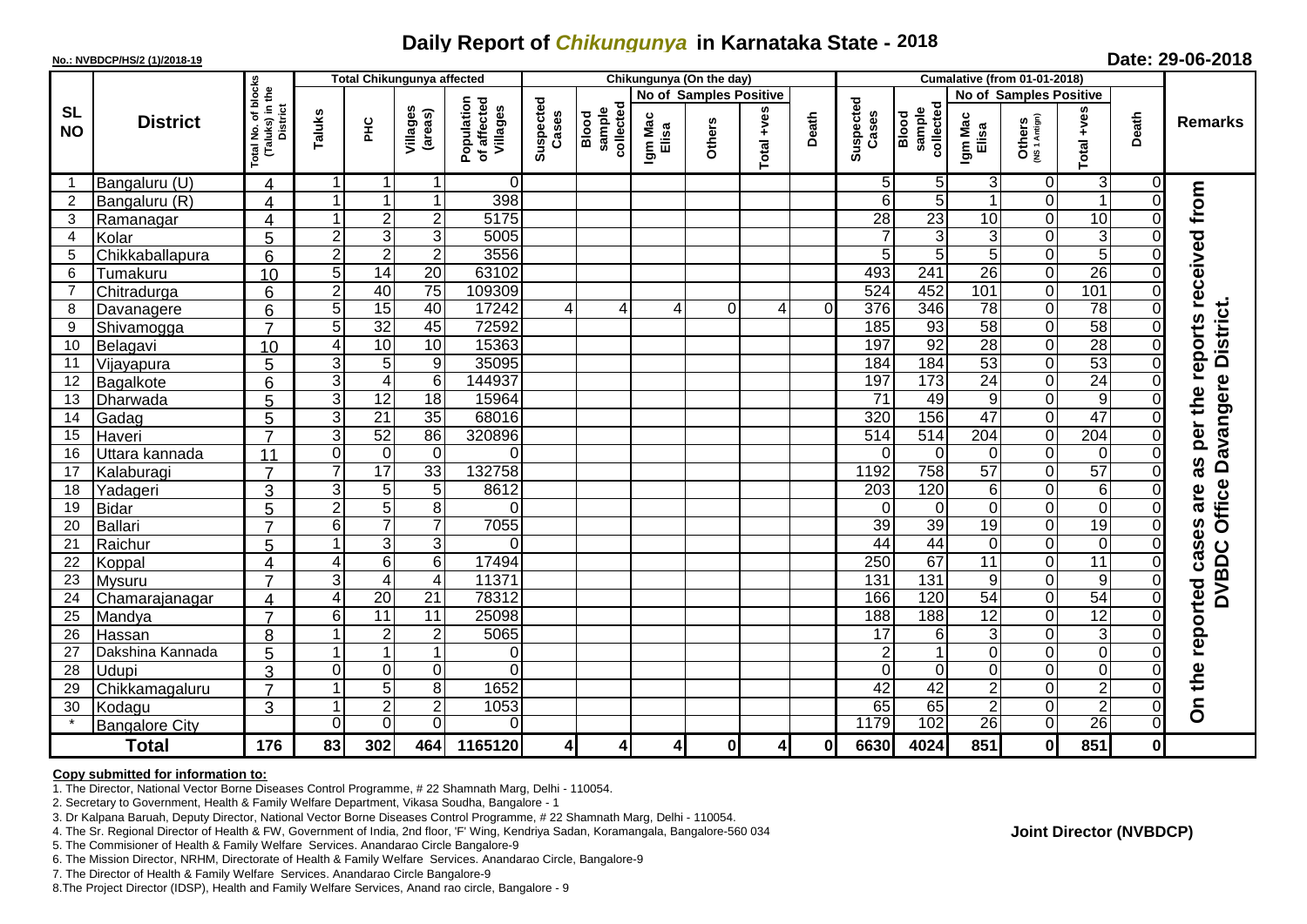# Daily Report of *Chikungunya* in Karnataka State - 2018

**No.: NVBDCP/HS/2 (1)/2018-19**

**Date: 29-06-2018**

| SL NO | District | Total No. of blocks (Taluks) in the District | Total Chikungunya affected | | | | Chikungunya (On the day) | | | | | | | Cumalative (from 01-01-2018) | | | | | | | Remarks |
|---|---|---|---|---|---|---|---|---|---|---|---|---|---|---|---|---|---|---|---|---|---|
| | | | Taluks | PHC | Villages (areas) | Population of affected Villages | Suspected Cases | Blood sample collected | No of Samples Positive | | | Death | Suspected Cases | Blood sample collected | No of Samples Positive | | | Death | |
| | | | | | | | | | Igm Mac Elisa | Others | Total +ves | | | | Igm Mac Elisa | Others (NS 1 Antign) | Total +ves | | |
| 1 | Bangaluru (U) | 4 | 1 | 1 | 1 | 0 | | | | | | | 5 | 5 | 3 | 0 | 3 | 0 | On the reported cases are as per the reports received from DVBDC Office Davangere District. |
| 2 | Bangaluru (R) | 4 | 1 | 1 | 1 | 398 | | | | | | | 6 | 5 | 1 | 0 | 1 | 0 | |
| 3 | Ramanagar | 4 | 1 | 2 | 2 | 5175 | | | | | | | 28 | 23 | 10 | 0 | 10 | 0 | |
| 4 | Kolar | 5 | 2 | 3 | 3 | 5005 | | | | | | | 7 | 3 | 3 | 0 | 3 | 0 | |
| 5 | Chikkaballapura | 6 | 2 | 2 | 2 | 3556 | | | | | | | 5 | 5 | 5 | 0 | 5 | 0 | |
| 6 | Tumakuru | 10 | 5 | 14 | 20 | 63102 | | | | | | | 493 | 241 | 26 | 0 | 26 | 0 | |
| 7 | Chitradurga | 6 | 2 | 40 | 75 | 109309 | | | | | | | 524 | 452 | 101 | 0 | 101 | 0 | |
| 8 | Davanagere | 6 | 5 | 15 | 40 | 17242 | 4 | 4 | 4 | 0 | 4 | 0 | 376 | 346 | 78 | 0 | 78 | 0 | |
| 9 | Shivamogga | 7 | 5 | 32 | 45 | 72592 | | | | | | | 185 | 93 | 58 | 0 | 58 | 0 | |
| 10 | Belagavi | 10 | 4 | 10 | 10 | 15363 | | | | | | | 197 | 92 | 28 | 0 | 28 | 0 | |
| 11 | Vijayapura | 5 | 3 | 5 | 9 | 35095 | | | | | | | 184 | 184 | 53 | 0 | 53 | 0 | |
| 12 | Bagalkote | 6 | 3 | 4 | 6 | 144937 | | | | | | | 197 | 173 | 24 | 0 | 24 | 0 | |
| 13 | Dharwada | 5 | 3 | 12 | 18 | 15964 | | | | | | | 71 | 49 | 9 | 0 | 9 | 0 | |
| 14 | Gadag | 5 | 3 | 21 | 35 | 68016 | | | | | | | 320 | 156 | 47 | 0 | 47 | 0 | |
| 15 | Haveri | 7 | 3 | 52 | 86 | 320896 | | | | | | | 514 | 514 | 204 | 0 | 204 | 0 | |
| 16 | Uttara kannada | 11 | 0 | 0 | 0 | 0 | | | | | | | 0 | 0 | 0 | 0 | 0 | 0 | |
| 17 | Kalaburagi | 7 | 7 | 17 | 33 | 132758 | | | | | | | 1192 | 758 | 57 | 0 | 57 | 0 | |
| 18 | Yadageri | 3 | 3 | 5 | 5 | 8612 | | | | | | | 203 | 120 | 6 | 0 | 6 | 0 | |
| 19 | Bidar | 5 | 2 | 5 | 8 | 0 | | | | | | | 0 | 0 | 0 | 0 | 0 | 0 | |
| 20 | Ballari | 7 | 6 | 7 | 7 | 7055 | | | | | | | 39 | 39 | 19 | 0 | 19 | 0 | |
| 21 | Raichur | 5 | 1 | 3 | 3 | 0 | | | | | | | 44 | 44 | 0 | 0 | 0 | 0 | |
| 22 | Koppal | 4 | 4 | 6 | 6 | 17494 | | | | | | | 250 | 67 | 11 | 0 | 11 | 0 | |
| 23 | Mysuru | 7 | 3 | 4 | 4 | 11371 | | | | | | | 131 | 131 | 9 | 0 | 9 | 0 | |
| 24 | Chamarajanagar | 4 | 4 | 20 | 21 | 78312 | | | | | | | 166 | 120 | 54 | 0 | 54 | 0 | |
| 25 | Mandya | 7 | 6 | 11 | 11 | 25098 | | | | | | | 188 | 188 | 12 | 0 | 12 | 0 | |
| 26 | Hassan | 8 | 1 | 2 | 2 | 5065 | | | | | | | 17 | 6 | 3 | 0 | 3 | 0 | |
| 27 | Dakshina Kannada | 5 | 1 | 1 | 1 | 0 | | | | | | | 2 | 1 | 0 | 0 | 0 | 0 | |
| 28 | Udupi | 3 | 0 | 0 | 0 | 0 | | | | | | | 0 | 0 | 0 | 0 | 0 | 0 | |
| 29 | Chikkamagaluru | 7 | 1 | 5 | 8 | 1652 | | | | | | | 42 | 42 | 2 | 0 | 2 | 0 | |
| 30 | Kodagu | 3 | 1 | 2 | 2 | 1053 | | | | | | | 65 | 65 | 2 | 0 | 2 | 0 | |
| * | Bangalore City | | 0 | 0 | 0 | 0 | | | | | | | 1179 | 102 | 26 | 0 | 26 | 0 | |
| | **Total** | **176** | **83** | **302** | **464** | **1165120** | **4** | **4** | **4** | **0** | **4** | **0** | **6630** | **4024** | **851** | **0** | **851** | **0** | |

**Copy submitted for information to:**

1. The Director, National Vector Borne Diseases Control Programme, # 22 Shamnath Marg, Delhi - 110054.
2. Secretary to Government, Health & Family Welfare Department, Vikasa Soudha, Bangalore - 1
3. Dr Kalpana Baruah, Deputy Director, National Vector Borne Diseases Control Programme, # 22 Shamnath Marg, Delhi - 110054.
4. The Sr. Regional Director of Health & FW, Government of India, 2nd floor, 'F' Wing, Kendriya Sadan, Koramangala, Bangalore-560 034
5. The Commisioner of Health & Family Welfare Services. Anandarao Circle Bangalore-9
6. The Mission Director, NRHM, Directorate of Health & Family Welfare Services. Anandarao Circle, Bangalore-9
7. The Director of Health & Family Welfare Services. Anandarao Circle Bangalore-9
8.The Project Director (IDSP), Health and Family Welfare Services, Anand rao circle, Bangalore - 9

**Joint Director (NVBDCP)**